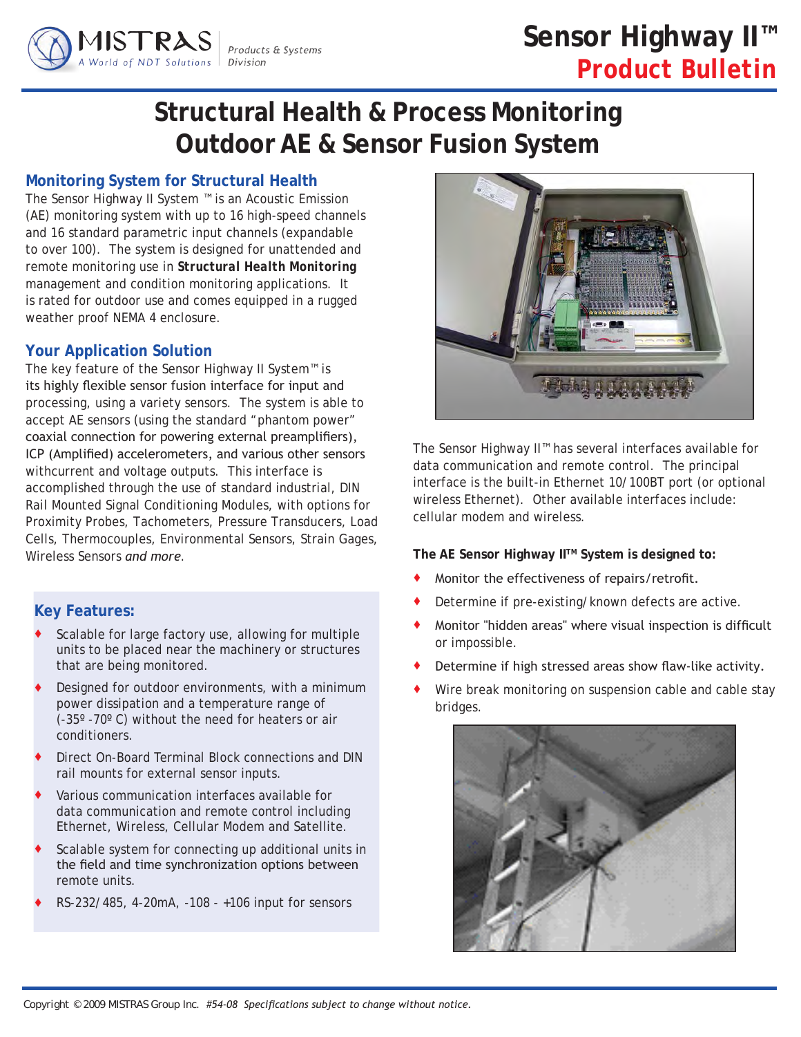# Sensor Highway II™

**Product Bulletin**

# Structural Health & Process Monitoring Outdoor AE & Sensor Fusion System

## Monitoring System for Structural Health

The Sensor Highway II System ™ is an Acoustic Emission (AE) monitoring system with up to 16 high-speed channels and 16 standard parametric input channels (expandable to over 100). The system is designed for unattended and remote monitoring use in ***Structural Health Monitoring*** management and condition monitoring applications. It is rated for outdoor use and comes equipped in a rugged weather proof NEMA 4 enclosure.

## Your Application Solution

The key feature of the Sensor Highway II System™ is its highly flexible sensor fusion interface for input and processing, using a variety sensors. The system is able to accept AE sensors (using the standard "phantom power" coaxial connection for powering external preamplifiers), ICP (Amplified) accelerometers, and various other sensors withcurrent and voltage outputs. This interface is accomplished through the use of standard industrial, DIN Rail Mounted Signal Conditioning Modules, with options for Proximity Probes, Tachometers, Pressure Transducers, Load Cells, Thermocouples, Environmental Sensors, Strain Gages, Wireless Sensors *and more*.

## Key Features:

- Scalable for large factory use, allowing for multiple units to be placed near the machinery or structures that are being monitored.
- Designed for outdoor environments, with a minimum power dissipation and a temperature range of (-35º -70º C) without the need for heaters or air conditioners.
- Direct On-Board Terminal Block connections and DIN rail mounts for external sensor inputs.
- Various communication interfaces available for data communication and remote control including Ethernet, Wireless, Cellular Modem and Satellite.
- Scalable system for connecting up additional units in the field and time synchronization options between remote units.
- RS-232/485, 4-20mA, -108 - +106 input for sensors

The Sensor Highway II™ has several interfaces available for data communication and remote control. The principal interface is the built-in Ethernet 10/100BT port (or optional wireless Ethernet). Other available interfaces include: cellular modem and wireless.

**The AE Sensor Highway II™ System is designed to:**

- Monitor the effectiveness of repairs/retrofit.
- Determine if pre-existing/known defects are active.
- Monitor "hidden areas" where visual inspection is difficult or impossible.
- Determine if high stressed areas show flaw-like activity.
- Wire break monitoring on suspension cable and cable stay bridges.

Copyright © 2009 MISTRAS Group Inc. *#54-08 Specifications subject to change without notice.*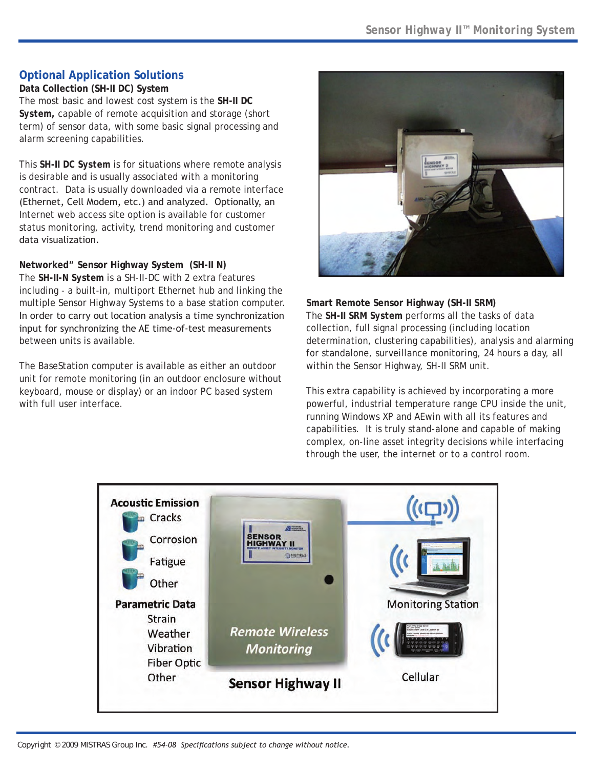## Optional Application Solutions

### Data Collection (SH-II DC) System

The most basic and lowest cost system is the **SH-II DC System,** capable of remote acquisition and storage (short term) of sensor data, with some basic signal processing and alarm screening capabilities.

This **SH-II DC System** is for situations where remote analysis is desirable and is usually associated with a monitoring contract. Data is usually downloaded via a remote interface (Ethernet, Cell Modem, etc.) and analyzed. Optionally, an Internet web access site option is available for customer status monitoring, activity, trend monitoring and customer data visualization.

### Networked" Sensor Highway System (SH-II N)

The **SH-II-N System** is a SH-II-DC with 2 extra features including - a built-in, multiport Ethernet hub and linking the multiple Sensor Highway Systems to a base station computer. In order to carry out location analysis a time synchronization input for synchronizing the AE time-of-test measurements between units is available.

The BaseStation computer is available as either an outdoor unit for remote monitoring (in an outdoor enclosure without keyboard, mouse or display) or an indoor PC based system with full user interface.

### Smart Remote Sensor Highway (SH-II SRM)

The **SH-II SRM System** performs all the tasks of data collection, full signal processing (including location determination, clustering capabilities), analysis and alarming for standalone, surveillance monitoring, 24 hours a day, all within the Sensor Highway, SH-II SRM unit.

This extra capability is achieved by incorporating a more powerful, industrial temperature range CPU inside the unit, running Windows XP and AEwin with all its features and capabilities. It is truly stand-alone and capable of making complex, on-line asset integrity decisions while interfacing through the user, the internet or to a control room.

Copyright © 2009 MISTRAS Group Inc. *#54-08 Specifications subject to change without notice.*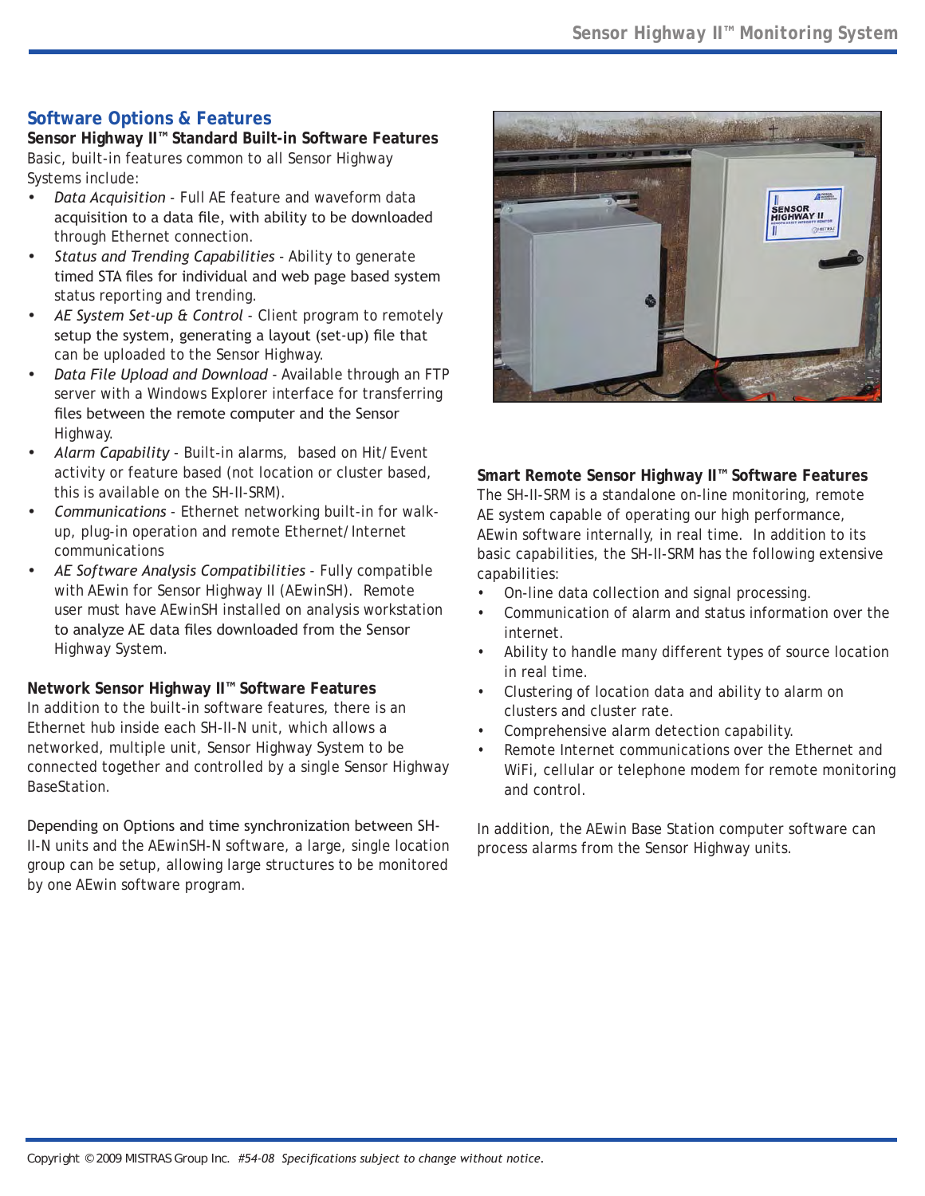## Software Options & Features

### Sensor Highway II™ Standard Built-in Software Features

Basic, built-in features common to all Sensor Highway Systems include:

- *Data Acquisition* - Full AE feature and waveform data acquisition to a data file, with ability to be downloaded through Ethernet connection.
- *Status and Trending Capabilities* - Ability to generate timed STA files for individual and web page based system status reporting and trending.
- *AE System Set-up & Control* - Client program to remotely setup the system, generating a layout (set-up) file that can be uploaded to the Sensor Highway.
- *Data File Upload and Download* - Available through an FTP server with a Windows Explorer interface for transferring files between the remote computer and the Sensor Highway.
- *Alarm Capability* - Built-in alarms, based on Hit/Event activity or feature based (not location or cluster based, this is available on the SH-II-SRM).
- *Communications* - Ethernet networking built-in for walk-up, plug-in operation and remote Ethernet/Internet communications
- *AE Software Analysis Compatibilities* - Fully compatible with AEwin for Sensor Highway II (AEwinSH). Remote user must have AEwinSH installed on analysis workstation to analyze AE data files downloaded from the Sensor Highway System.

### Network Sensor Highway II™ Software Features

In addition to the built-in software features, there is an Ethernet hub inside each SH-II-N unit, which allows a networked, multiple unit, Sensor Highway System to be connected together and controlled by a single Sensor Highway BaseStation.

Depending on Options and time synchronization between SH-II-N units and the AEwinSH-N software, a large, single location group can be setup, allowing large structures to be monitored by one AEwin software program.

### Smart Remote Sensor Highway II™ Software Features

The SH-II-SRM is a standalone on-line monitoring, remote AE system capable of operating our high performance, AEwin software internally, in real time. In addition to its basic capabilities, the SH-II-SRM has the following extensive capabilities:

- On-line data collection and signal processing.
- Communication of alarm and status information over the internet.
- Ability to handle many different types of source location in real time.
- Clustering of location data and ability to alarm on clusters and cluster rate.
- Comprehensive alarm detection capability.
- Remote Internet communications over the Ethernet and WiFi, cellular or telephone modem for remote monitoring and control.

In addition, the AEwin Base Station computer software can process alarms from the Sensor Highway units.

Copyright © 2009 MISTRAS Group Inc. *#54-08 Specifications subject to change without notice.*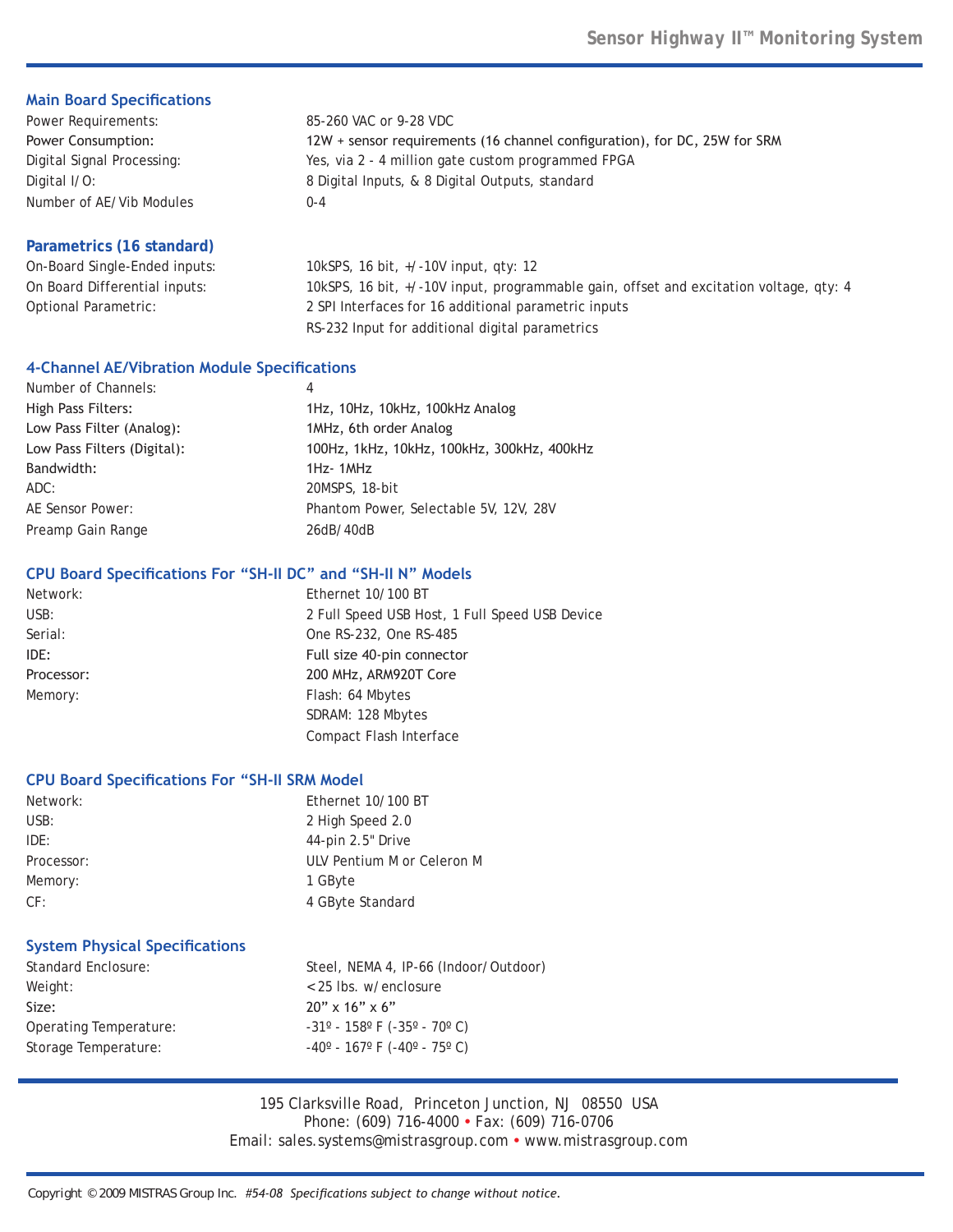## Main Board Specifications

| | |
|---|---|
| Power Requirements: | 85-260 VAC or 9-28 VDC |
| Power Consumption: | 12W + sensor requirements (16 channel configuration), for DC, 25W for SRM |
| Digital Signal Processing: | Yes, via 2 - 4 million gate custom programmed FPGA |
| Digital I/O: | 8 Digital Inputs, & 8 Digital Outputs, standard |
| Number of AE/Vib Modules | 0-4 |

## Parametrics (16 standard)

| | |
|---|---|
| On-Board Single-Ended inputs: | 10kSPS, 16 bit, +/-10V input, qty: 12 |
| On Board Differential inputs: | 10kSPS, 16 bit, +/-10V input, programmable gain, offset and excitation voltage, qty: 4 |
| Optional Parametric: | 2 SPI Interfaces for 16 additional parametric inputs |
| | RS-232 Input for additional digital parametrics |

## 4-Channel AE/Vibration Module Specifications

| | |
|---|---|
| Number of Channels: | 4 |
| High Pass Filters: | 1Hz, 10Hz, 10kHz, 100kHz Analog |
| Low Pass Filter (Analog): | 1MHz, 6th order Analog |
| Low Pass Filters (Digital): | 100Hz, 1kHz, 10kHz, 100kHz, 300kHz, 400kHz |
| Bandwidth: | 1Hz- 1MHz |
| ADC: | 20MSPS, 18-bit |
| AE Sensor Power: | Phantom Power, Selectable 5V, 12V, 28V |
| Preamp Gain Range | 26dB/40dB |

## CPU Board Specifications For "SH-II DC" and "SH-II N" Models

| | |
|---|---|
| Network: | Ethernet 10/100 BT |
| USB: | 2 Full Speed USB Host, 1 Full Speed USB Device |
| Serial: | One RS-232, One RS-485 |
| IDE: | Full size 40-pin connector |
| Processor: | 200 MHz, ARM920T Core |
| Memory: | Flash: 64 Mbytes |
| | SDRAM: 128 Mbytes |
| | Compact Flash Interface |

## CPU Board Specifications For "SH-II SRM Model

| | |
|---|---|
| Network: | Ethernet 10/100 BT |
| USB: | 2 High Speed 2.0 |
| IDE: | 44-pin 2.5" Drive |
| Processor: | ULV Pentium M or Celeron M |
| Memory: | 1 GByte |
| CF: | 4 GByte Standard |

## System Physical Specifications

| | |
|---|---|
| Standard Enclosure: | Steel, NEMA 4, IP-66 (Indoor/Outdoor) |
| Weight: | <25 lbs. w/enclosure |
| Size: | 20" x 16" x 6" |
| Operating Temperature: | -31º - 158º F (-35º - 70º C) |
| Storage Temperature: | -40º - 167º F (-40º - 75º C) |

195 Clarksville Road, Princeton Junction, NJ 08550 USA
Phone: (609) 716-4000 • Fax: (609) 716-0706
Email: sales.systems@mistrasgroup.com • www.mistrasgroup.com

Copyright © 2009 MISTRAS Group Inc. *#54-08 Specifications subject to change without notice.*